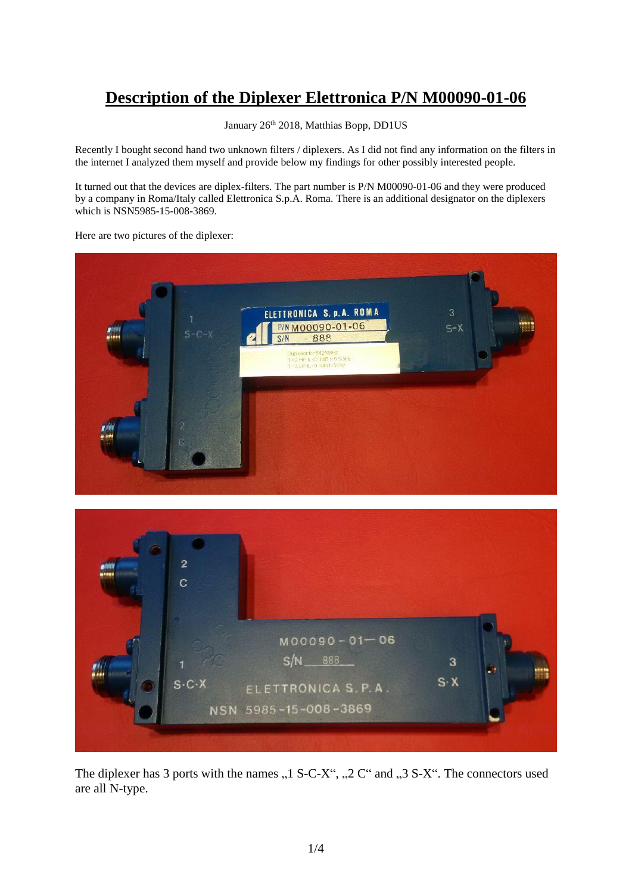# Description of the Diplexer Elettronica P/N M00090-01-06

January 26th 2018, Matthias Bopp, DD1US

Recently I bought second hand two unknown filters / diplexers. As I did not find any information on the filters in the internet I analyzed them myself and provide below my findings for other possibly interested people.

It turned out that the devices are diplex-filters. The part number is P/N M00090-01-06 and they were produced by a company in Roma/Italy called Elettronica S.p.A. Roma. There is an additional designator on the diplexers which is NSN5985-15-008-3869.

Here are two pictures of the diplexer:

The diplexer has 3 ports with the names „1 S-C-X", „2 C" and „3 S-X". The connectors used are all N-type.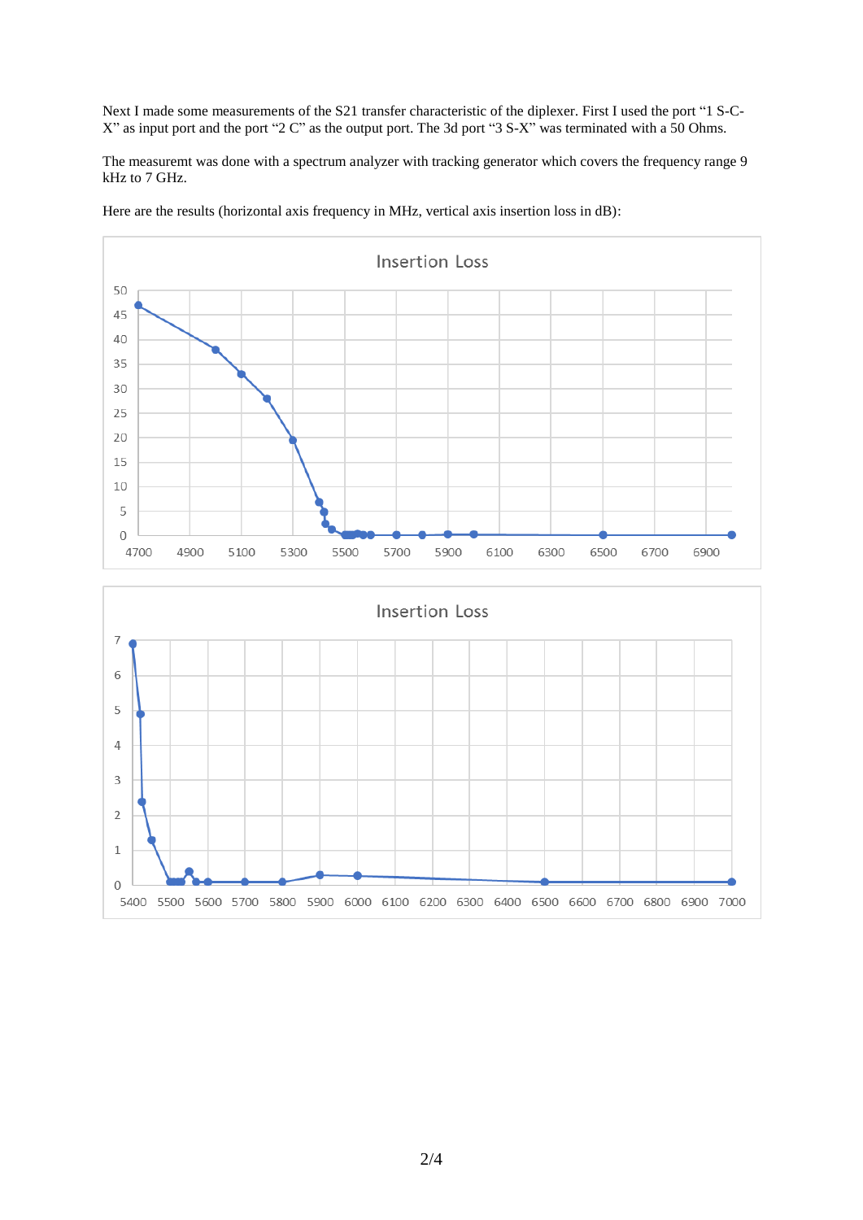Next I made some measurements of the S21 transfer characteristic of the diplexer. First I used the port "1 S-C-X" as input port and the port "2 C" as the output port. The 3d port "3 S-X" was terminated with a 50 Ohms.

The measuremt was done with a spectrum analyzer with tracking generator which covers the frequency range 9 kHz to 7 GHz.

Here are the results (horizontal axis frequency in MHz, vertical axis insertion loss in dB):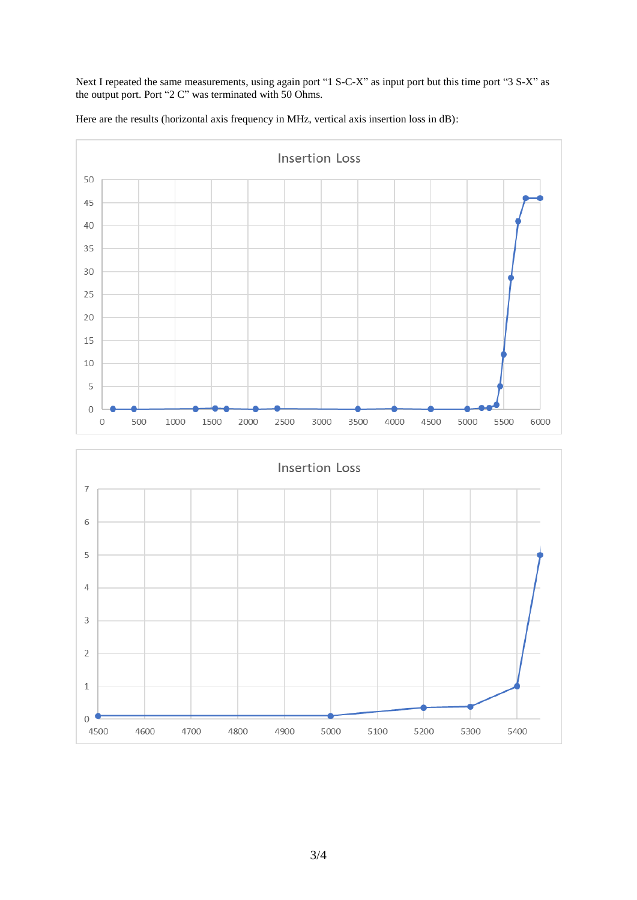Next I repeated the same measurements, using again port "1 S-C-X" as input port but this time port "3 S-X" as the output port. Port "2 C" was terminated with 50 Ohms.

Here are the results (horizontal axis frequency in MHz, vertical axis insertion loss in dB):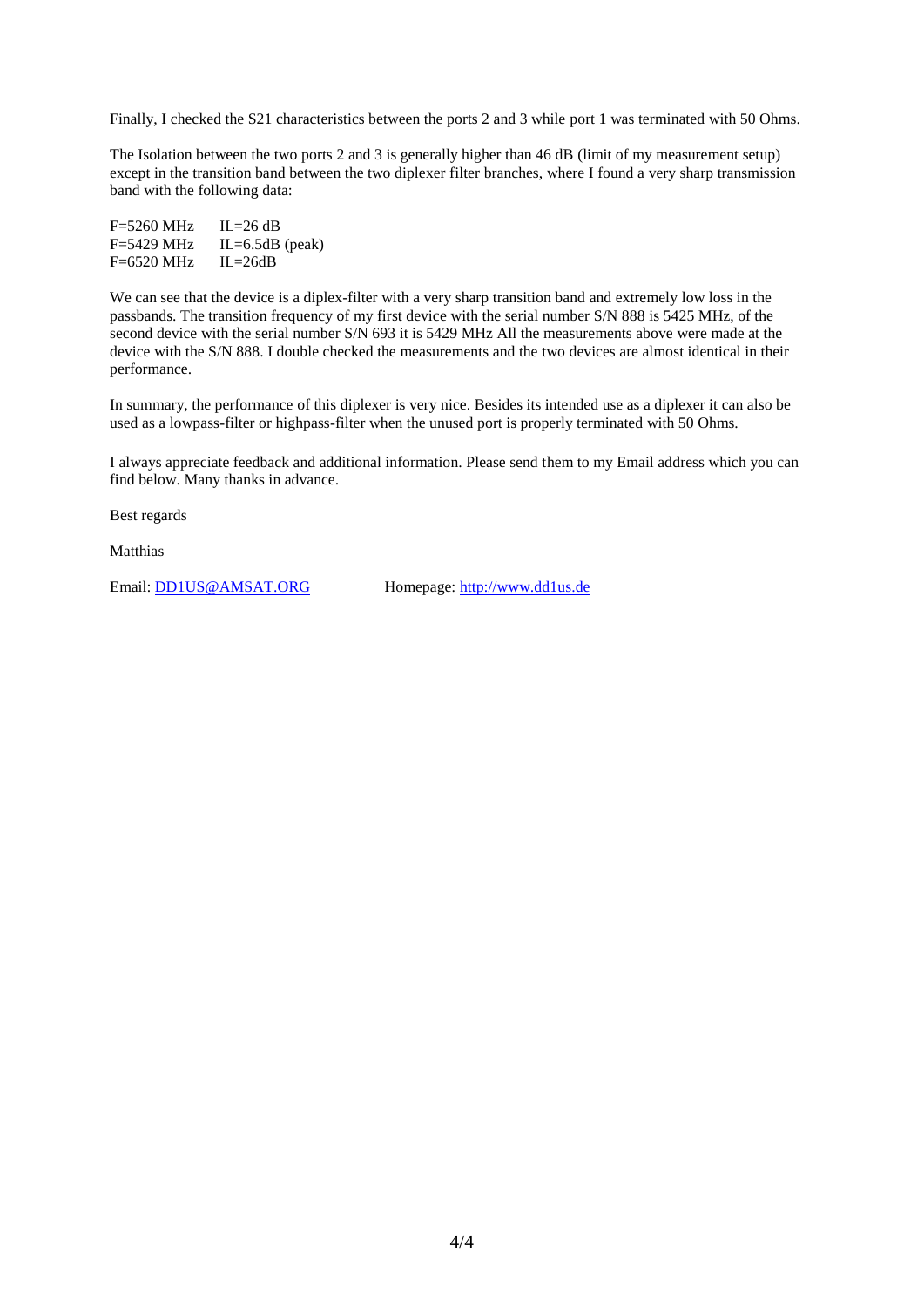Finally, I checked the S21 characteristics between the ports 2 and 3 while port 1 was terminated with 50 Ohms.

The Isolation between the two ports 2 and 3 is generally higher than 46 dB (limit of my measurement setup) except in the transition band between the two diplexer filter branches, where I found a very sharp transmission band with the following data:

| | |
|---|---|
| F=5260 MHz | IL=26 dB |
| F=5429 MHz | IL=6.5dB (peak) |
| F=6520 MHz | IL=26dB |

We can see that the device is a diplex-filter with a very sharp transition band and extremely low loss in the passbands. The transition frequency of my first device with the serial number S/N 888 is 5425 MHz, of the second device with the serial number S/N 693 it is 5429 MHz All the measurements above were made at the device with the S/N 888. I double checked the measurements and the two devices are almost identical in their performance.

In summary, the performance of this diplexer is very nice. Besides its intended use as a diplexer it can also be used as a lowpass-filter or highpass-filter when the unused port is properly terminated with 50 Ohms.

I always appreciate feedback and additional information. Please send them to my Email address which you can find below. Many thanks in advance.

Best regards

Matthias

Email: [DD1US@AMSAT.ORG](mailto:DD1US@AMSAT.ORG) Homepage: [http://www.dd1us.de](http://www.dd1us.de)